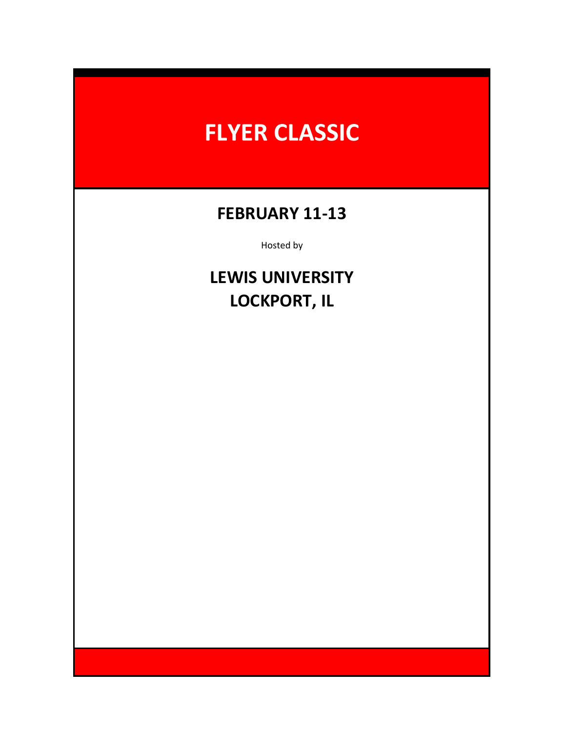# FLYER CLASSIC

## FEBRUARY 11-13

Hosted by

## LEWIS UNIVERSITY
## LOCKPORT, IL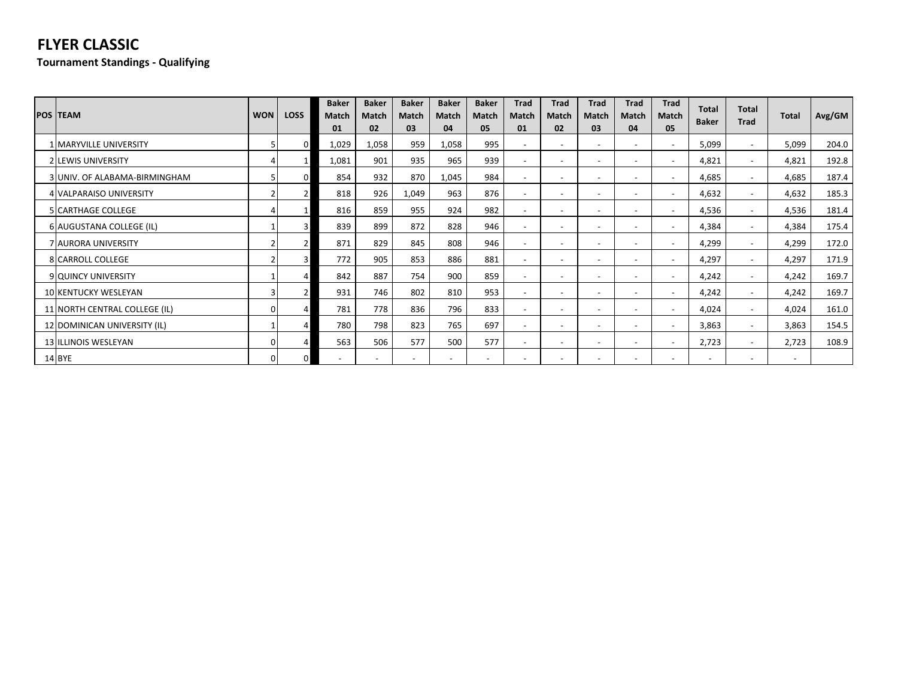# FLYER CLASSIC

**Tournament Standings - Qualifying**

| POS | TEAM | WON | LOSS | Baker Match 01 | Baker Match 02 | Baker Match 03 | Baker Match 04 | Baker Match 05 | Trad Match 01 | Trad Match 02 | Trad Match 03 | Trad Match 04 | Trad Match 05 | Total Baker | Total Trad | Total | Avg/GM |
|---|---|---|---|---|---|---|---|---|---|---|---|---|---|---|---|---|---|
| 1 | MARYVILLE UNIVERSITY | 5 | 0 | 1,029 | 1,058 | 959 | 1,058 | 995 | - | - | - | - | - | 5,099 | - | 5,099 | 204.0 |
| 2 | LEWIS UNIVERSITY | 4 | 1 | 1,081 | 901 | 935 | 965 | 939 | - | - | - | - | - | 4,821 | - | 4,821 | 192.8 |
| 3 | UNIV. OF ALABAMA-BIRMINGHAM | 5 | 0 | 854 | 932 | 870 | 1,045 | 984 | - | - | - | - | - | 4,685 | - | 4,685 | 187.4 |
| 4 | VALPARAISO UNIVERSITY | 2 | 2 | 818 | 926 | 1,049 | 963 | 876 | - | - | - | - | - | 4,632 | - | 4,632 | 185.3 |
| 5 | CARTHAGE COLLEGE | 4 | 1 | 816 | 859 | 955 | 924 | 982 | - | - | - | - | - | 4,536 | - | 4,536 | 181.4 |
| 6 | AUGUSTANA COLLEGE (IL) | 1 | 3 | 839 | 899 | 872 | 828 | 946 | - | - | - | - | - | 4,384 | - | 4,384 | 175.4 |
| 7 | AURORA UNIVERSITY | 2 | 2 | 871 | 829 | 845 | 808 | 946 | - | - | - | - | - | 4,299 | - | 4,299 | 172.0 |
| 8 | CARROLL COLLEGE | 2 | 3 | 772 | 905 | 853 | 886 | 881 | - | - | - | - | - | 4,297 | - | 4,297 | 171.9 |
| 9 | QUINCY UNIVERSITY | 1 | 4 | 842 | 887 | 754 | 900 | 859 | - | - | - | - | - | 4,242 | - | 4,242 | 169.7 |
| 10 | KENTUCKY WESLEYAN | 3 | 2 | 931 | 746 | 802 | 810 | 953 | - | - | - | - | - | 4,242 | - | 4,242 | 169.7 |
| 11 | NORTH CENTRAL COLLEGE (IL) | 0 | 4 | 781 | 778 | 836 | 796 | 833 | - | - | - | - | - | 4,024 | - | 4,024 | 161.0 |
| 12 | DOMINICAN UNIVERSITY (IL) | 1 | 4 | 780 | 798 | 823 | 765 | 697 | - | - | - | - | - | 3,863 | - | 3,863 | 154.5 |
| 13 | ILLINOIS WESLEYAN | 0 | 4 | 563 | 506 | 577 | 500 | 577 | - | - | - | - | - | 2,723 | - | 2,723 | 108.9 |
| 14 | BYE | 0 | 0 | - | - | - | - | - | - | - | - | - | - | - | - | - | |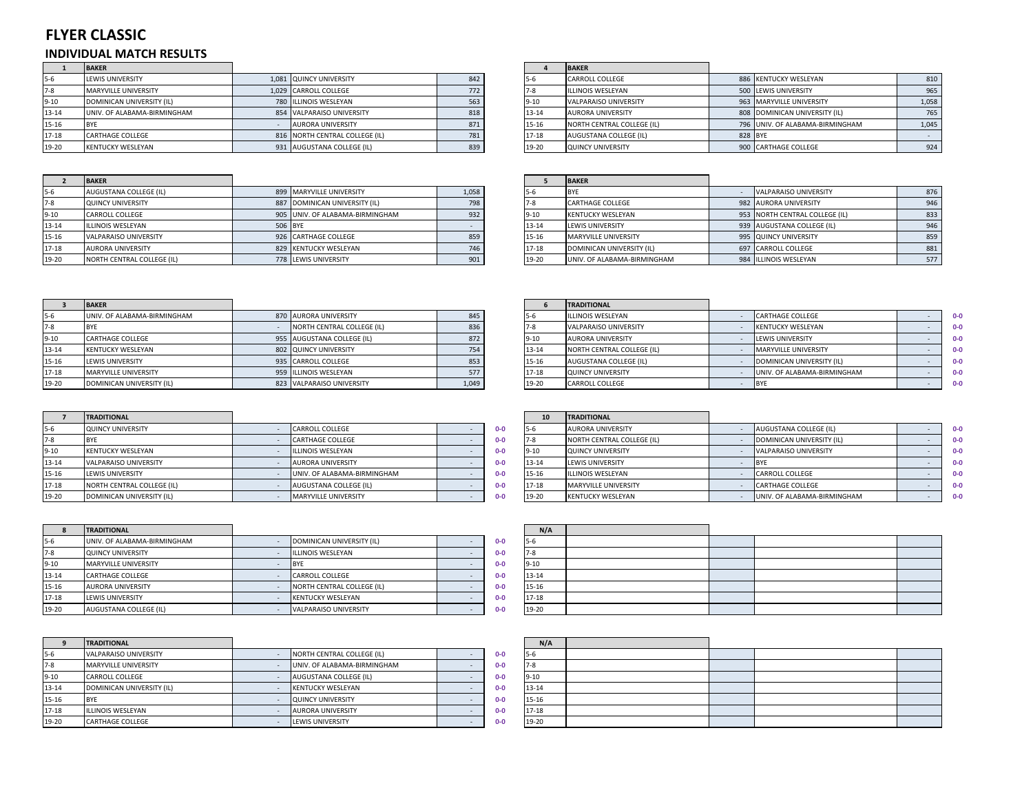# FLYER CLASSIC

## INDIVIDUAL MATCH RESULTS

| 1 | BAKER | | | |
|---|---|---|---|---|
| 5-6 | LEWIS UNIVERSITY | 1,081 | QUINCY UNIVERSITY | 842 |
| 7-8 | MARYVILLE UNIVERSITY | 1,029 | CARROLL COLLEGE | 772 |
| 9-10 | DOMINICAN UNIVERSITY (IL) | 780 | ILLINOIS WESLEYAN | 563 |
| 13-14 | UNIV. OF ALABAMA-BIRMINGHAM | 854 | VALPARAISO UNIVERSITY | 818 |
| 15-16 | BYE | - | AURORA UNIVERSITY | 871 |
| 17-18 | CARTHAGE COLLEGE | 816 | NORTH CENTRAL COLLEGE (IL) | 781 |
| 19-20 | KENTUCKY WESLEYAN | 931 | AUGUSTANA COLLEGE (IL) | 839 |

| 4 | BAKER | | | |
|---|---|---|---|---|
| 5-6 | CARROLL COLLEGE | 886 | KENTUCKY WESLEYAN | 810 |
| 7-8 | ILLINOIS WESLEYAN | 500 | LEWIS UNIVERSITY | 965 |
| 9-10 | VALPARAISO UNIVERSITY | 963 | MARYVILLE UNIVERSITY | 1,058 |
| 13-14 | AURORA UNIVERSITY | 808 | DOMINICAN UNIVERSITY (IL) | 765 |
| 15-16 | NORTH CENTRAL COLLEGE (IL) | 796 | UNIV. OF ALABAMA-BIRMINGHAM | 1,045 |
| 17-18 | AUGUSTANA COLLEGE (IL) | 828 | BYE | - |
| 19-20 | QUINCY UNIVERSITY | 900 | CARTHAGE COLLEGE | 924 |

| 2 | BAKER | | | |
|---|---|---|---|---|
| 5-6 | AUGUSTANA COLLEGE (IL) | 899 | MARYVILLE UNIVERSITY | 1,058 |
| 7-8 | QUINCY UNIVERSITY | 887 | DOMINICAN UNIVERSITY (IL) | 798 |
| 9-10 | CARROLL COLLEGE | 905 | UNIV. OF ALABAMA-BIRMINGHAM | 932 |
| 13-14 | ILLINOIS WESLEYAN | 506 | BYE | - |
| 15-16 | VALPARAISO UNIVERSITY | 926 | CARTHAGE COLLEGE | 859 |
| 17-18 | AURORA UNIVERSITY | 829 | KENTUCKY WESLEYAN | 746 |
| 19-20 | NORTH CENTRAL COLLEGE (IL) | 778 | LEWIS UNIVERSITY | 901 |

| 5 | BAKER | | | |
|---|---|---|---|---|
| 5-6 | BYE | - | VALPARAISO UNIVERSITY | 876 |
| 7-8 | CARTHAGE COLLEGE | 982 | AURORA UNIVERSITY | 946 |
| 9-10 | KENTUCKY WESLEYAN | 953 | NORTH CENTRAL COLLEGE (IL) | 833 |
| 13-14 | LEWIS UNIVERSITY | 939 | AUGUSTANA COLLEGE (IL) | 946 |
| 15-16 | MARYVILLE UNIVERSITY | 995 | QUINCY UNIVERSITY | 859 |
| 17-18 | DOMINICAN UNIVERSITY (IL) | 697 | CARROLL COLLEGE | 881 |
| 19-20 | UNIV. OF ALABAMA-BIRMINGHAM | 984 | ILLINOIS WESLEYAN | 577 |

| 3 | BAKER | | | |
|---|---|---|---|---|
| 5-6 | UNIV. OF ALABAMA-BIRMINGHAM | 870 | AURORA UNIVERSITY | 845 |
| 7-8 | BYE | - | NORTH CENTRAL COLLEGE (IL) | 836 |
| 9-10 | CARTHAGE COLLEGE | 955 | AUGUSTANA COLLEGE (IL) | 872 |
| 13-14 | KENTUCKY WESLEYAN | 802 | QUINCY UNIVERSITY | 754 |
| 15-16 | LEWIS UNIVERSITY | 935 | CARROLL COLLEGE | 853 |
| 17-18 | MARYVILLE UNIVERSITY | 959 | ILLINOIS WESLEYAN | 577 |
| 19-20 | DOMINICAN UNIVERSITY (IL) | 823 | VALPARAISO UNIVERSITY | 1,049 |

| 6 | TRADITIONAL | | | | |
|---|---|---|---|---|---|
| 5-6 | ILLINOIS WESLEYAN | - | CARTHAGE COLLEGE | - | 0-0 |
| 7-8 | VALPARAISO UNIVERSITY | - | KENTUCKY WESLEYAN | - | 0-0 |
| 9-10 | AURORA UNIVERSITY | - | LEWIS UNIVERSITY | - | 0-0 |
| 13-14 | NORTH CENTRAL COLLEGE (IL) | - | MARYVILLE UNIVERSITY | - | 0-0 |
| 15-16 | AUGUSTANA COLLEGE (IL) | - | DOMINICAN UNIVERSITY (IL) | - | 0-0 |
| 17-18 | QUINCY UNIVERSITY | - | UNIV. OF ALABAMA-BIRMINGHAM | - | 0-0 |
| 19-20 | CARROLL COLLEGE | - | BYE | - | 0-0 |

| 7 | TRADITIONAL | | | | |
|---|---|---|---|---|---|
| 5-6 | QUINCY UNIVERSITY | - | CARROLL COLLEGE | - | 0-0 |
| 7-8 | BYE | - | CARTHAGE COLLEGE | - | 0-0 |
| 9-10 | KENTUCKY WESLEYAN | - | ILLINOIS WESLEYAN | - | 0-0 |
| 13-14 | VALPARAISO UNIVERSITY | - | AURORA UNIVERSITY | - | 0-0 |
| 15-16 | LEWIS UNIVERSITY | - | UNIV. OF ALABAMA-BIRMINGHAM | - | 0-0 |
| 17-18 | NORTH CENTRAL COLLEGE (IL) | - | AUGUSTANA COLLEGE (IL) | - | 0-0 |
| 19-20 | DOMINICAN UNIVERSITY (IL) | - | MARYVILLE UNIVERSITY | - | 0-0 |

| 10 | TRADITIONAL | | | | |
|---|---|---|---|---|---|
| 5-6 | AURORA UNIVERSITY | - | AUGUSTANA COLLEGE (IL) | - | 0-0 |
| 7-8 | NORTH CENTRAL COLLEGE (IL) | - | DOMINICAN UNIVERSITY (IL) | - | 0-0 |
| 9-10 | QUINCY UNIVERSITY | - | VALPARAISO UNIVERSITY | - | 0-0 |
| 13-14 | LEWIS UNIVERSITY | - | BYE | - | 0-0 |
| 15-16 | ILLINOIS WESLEYAN | - | CARROLL COLLEGE | - | 0-0 |
| 17-18 | MARYVILLE UNIVERSITY | - | CARTHAGE COLLEGE | - | 0-0 |
| 19-20 | KENTUCKY WESLEYAN | - | UNIV. OF ALABAMA-BIRMINGHAM | - | 0-0 |

| 8 | TRADITIONAL | | | | |
|---|---|---|---|---|---|
| 5-6 | UNIV. OF ALABAMA-BIRMINGHAM | - | DOMINICAN UNIVERSITY (IL) | - | 0-0 |
| 7-8 | QUINCY UNIVERSITY | - | ILLINOIS WESLEYAN | - | 0-0 |
| 9-10 | MARYVILLE UNIVERSITY | - | BYE | - | 0-0 |
| 13-14 | CARTHAGE COLLEGE | - | CARROLL COLLEGE | - | 0-0 |
| 15-16 | AURORA UNIVERSITY | - | NORTH CENTRAL COLLEGE (IL) | - | 0-0 |
| 17-18 | LEWIS UNIVERSITY | - | KENTUCKY WESLEYAN | - | 0-0 |
| 19-20 | AUGUSTANA COLLEGE (IL) | - | VALPARAISO UNIVERSITY | - | 0-0 |

| N/A | | | | |
|---|---|---|---|---|
| 5-6 | | | | |
| 7-8 | | | | |
| 9-10 | | | | |
| 13-14 | | | | |
| 15-16 | | | | |
| 17-18 | | | | |
| 19-20 | | | | |

| 9 | TRADITIONAL | | | | |
|---|---|---|---|---|---|
| 5-6 | VALPARAISO UNIVERSITY | - | NORTH CENTRAL COLLEGE (IL) | - | 0-0 |
| 7-8 | MARYVILLE UNIVERSITY | - | UNIV. OF ALABAMA-BIRMINGHAM | - | 0-0 |
| 9-10 | CARROLL COLLEGE | - | AUGUSTANA COLLEGE (IL) | - | 0-0 |
| 13-14 | DOMINICAN UNIVERSITY (IL) | - | KENTUCKY WESLEYAN | - | 0-0 |
| 15-16 | BYE | - | QUINCY UNIVERSITY | - | 0-0 |
| 17-18 | ILLINOIS WESLEYAN | - | AURORA UNIVERSITY | - | 0-0 |
| 19-20 | CARTHAGE COLLEGE | - | LEWIS UNIVERSITY | - | 0-0 |

| N/A | | | | |
|---|---|---|---|---|
| 5-6 | | | | |
| 7-8 | | | | |
| 9-10 | | | | |
| 13-14 | | | | |
| 15-16 | | | | |
| 17-18 | | | | |
| 19-20 | | | | |